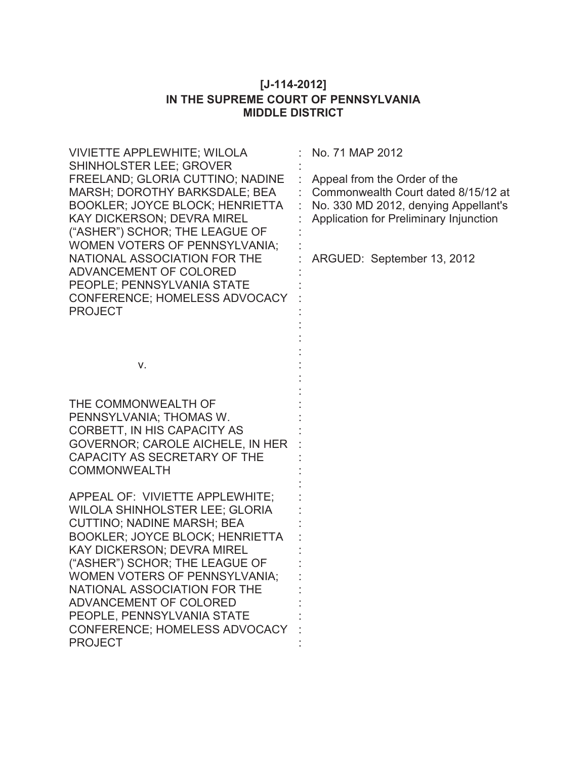**[J-114-2012]**
**IN THE SUPREME COURT OF PENNSYLVANIA**
**MIDDLE DISTRICT**

VIVIETTE APPLEWHITE; WILOLA SHINHOLSTER LEE; GROVER FREELAND; GLORIA CUTTINO; NADINE MARSH; DOROTHY BARKSDALE; BEA BOOKLER; JOYCE BLOCK; HENRIETTA KAY DICKERSON; DEVRA MIREL ("ASHER") SCHOR; THE LEAGUE OF WOMEN VOTERS OF PENNSYLVANIA; NATIONAL ASSOCIATION FOR THE ADVANCEMENT OF COLORED PEOPLE; PENNSYLVANIA STATE CONFERENCE; HOMELESS ADVOCACY PROJECT

v.

THE COMMONWEALTH OF PENNSYLVANIA; THOMAS W. CORBETT, IN HIS CAPACITY AS GOVERNOR; CAROLE AICHELE, IN HER CAPACITY AS SECRETARY OF THE COMMONWEALTH

APPEAL OF: VIVIETTE APPLEWHITE; WILOLA SHINHOLSTER LEE; GLORIA CUTTINO; NADINE MARSH; BEA BOOKLER; JOYCE BLOCK; HENRIETTA KAY DICKERSON; DEVRA MIREL ("ASHER") SCHOR; THE LEAGUE OF WOMEN VOTERS OF PENNSYLVANIA; NATIONAL ASSOCIATION FOR THE ADVANCEMENT OF COLORED PEOPLE, PENNSYLVANIA STATE CONFERENCE; HOMELESS ADVOCACY PROJECT

: No. 71 MAP 2012

: Appeal from the Order of the Commonwealth Court dated 8/15/12 at No. 330 MD 2012, denying Appellant's Application for Preliminary Injunction

: ARGUED: September 13, 2012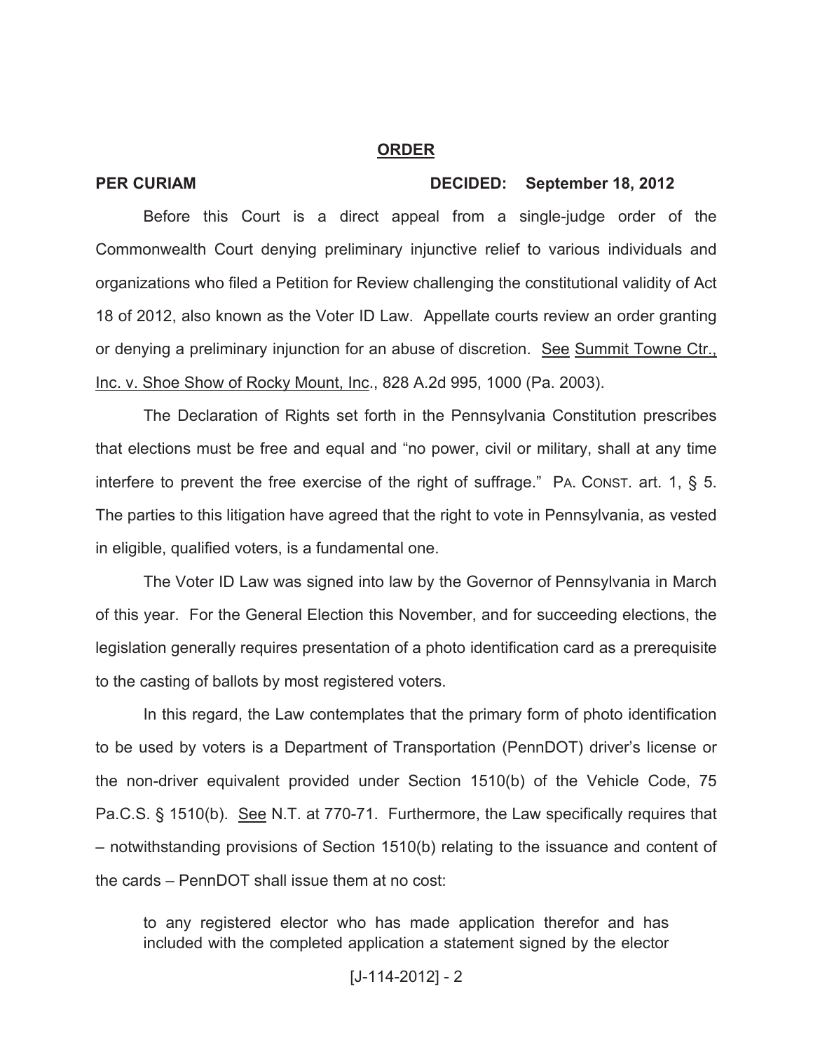**ORDER**

**PER CURIAM** **DECIDED: September 18, 2012**

Before this Court is a direct appeal from a single-judge order of the Commonwealth Court denying preliminary injunctive relief to various individuals and organizations who filed a Petition for Review challenging the constitutional validity of Act 18 of 2012, also known as the Voter ID Law. Appellate courts review an order granting or denying a preliminary injunction for an abuse of discretion. See Summit Towne Ctr., Inc. v. Shoe Show of Rocky Mount, Inc., 828 A.2d 995, 1000 (Pa. 2003).

The Declaration of Rights set forth in the Pennsylvania Constitution prescribes that elections must be free and equal and "no power, civil or military, shall at any time interfere to prevent the free exercise of the right of suffrage." PA. CONST. art. 1, § 5. The parties to this litigation have agreed that the right to vote in Pennsylvania, as vested in eligible, qualified voters, is a fundamental one.

The Voter ID Law was signed into law by the Governor of Pennsylvania in March of this year. For the General Election this November, and for succeeding elections, the legislation generally requires presentation of a photo identification card as a prerequisite to the casting of ballots by most registered voters.

In this regard, the Law contemplates that the primary form of photo identification to be used by voters is a Department of Transportation (PennDOT) driver's license or the non-driver equivalent provided under Section 1510(b) of the Vehicle Code, 75 Pa.C.S. § 1510(b). See N.T. at 770-71. Furthermore, the Law specifically requires that – notwithstanding provisions of Section 1510(b) relating to the issuance and content of the cards – PennDOT shall issue them at no cost:

> to any registered elector who has made application therefor and has included with the completed application a statement signed by the elector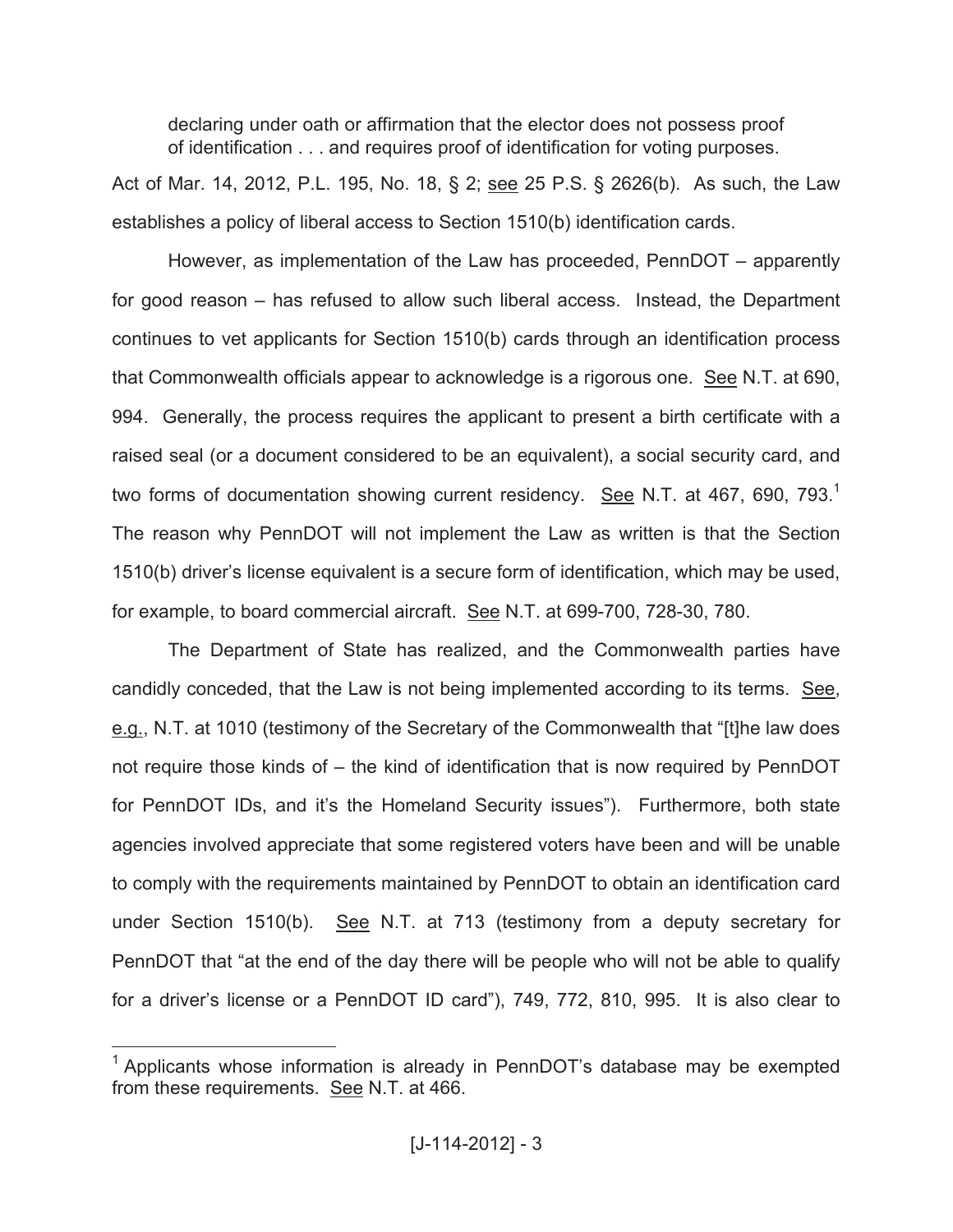> declaring under oath or affirmation that the elector does not possess proof of identification . . . and requires proof of identification for voting purposes.

Act of Mar. 14, 2012, P.L. 195, No. 18, § 2; see 25 P.S. § 2626(b). As such, the Law establishes a policy of liberal access to Section 1510(b) identification cards.

However, as implementation of the Law has proceeded, PennDOT – apparently for good reason – has refused to allow such liberal access. Instead, the Department continues to vet applicants for Section 1510(b) cards through an identification process that Commonwealth officials appear to acknowledge is a rigorous one. See N.T. at 690, 994. Generally, the process requires the applicant to present a birth certificate with a raised seal (or a document considered to be an equivalent), a social security card, and two forms of documentation showing current residency. See N.T. at 467, 690, 793.[1] The reason why PennDOT will not implement the Law as written is that the Section 1510(b) driver's license equivalent is a secure form of identification, which may be used, for example, to board commercial aircraft. See N.T. at 699-700, 728-30, 780.

The Department of State has realized, and the Commonwealth parties have candidly conceded, that the Law is not being implemented according to its terms. See, e.g., N.T. at 1010 (testimony of the Secretary of the Commonwealth that "[t]he law does not require those kinds of – the kind of identification that is now required by PennDOT for PennDOT IDs, and it's the Homeland Security issues"). Furthermore, both state agencies involved appreciate that some registered voters have been and will be unable to comply with the requirements maintained by PennDOT to obtain an identification card under Section 1510(b). See N.T. at 713 (testimony from a deputy secretary for PennDOT that "at the end of the day there will be people who will not be able to qualify for a driver's license or a PennDOT ID card"), 749, 772, 810, 995. It is also clear to

---

[1] Applicants whose information is already in PennDOT's database may be exempted from these requirements. See N.T. at 466.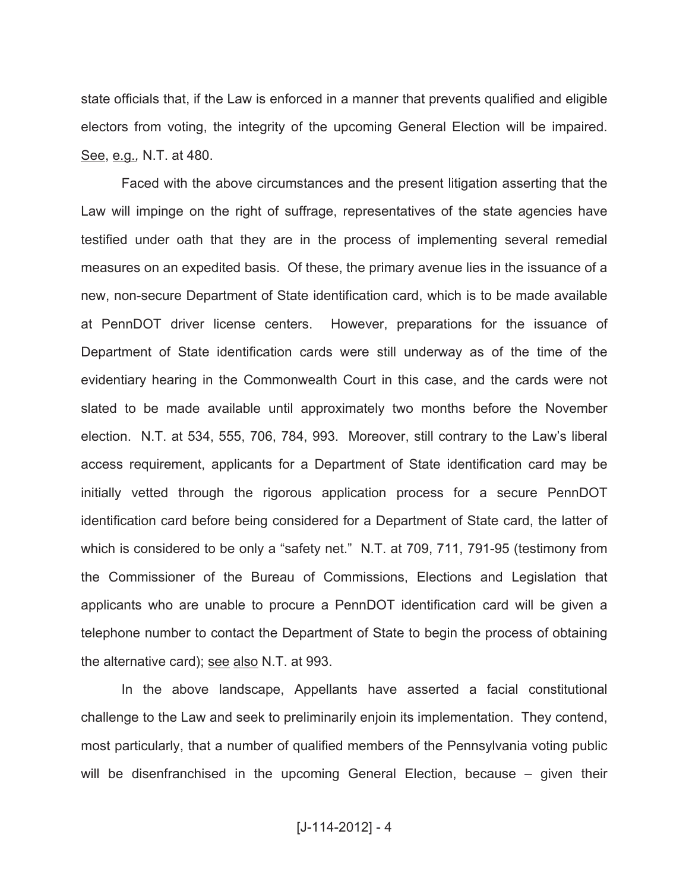state officials that, if the Law is enforced in a manner that prevents qualified and eligible electors from voting, the integrity of the upcoming General Election will be impaired. See, e.g., N.T. at 480.

Faced with the above circumstances and the present litigation asserting that the Law will impinge on the right of suffrage, representatives of the state agencies have testified under oath that they are in the process of implementing several remedial measures on an expedited basis. Of these, the primary avenue lies in the issuance of a new, non-secure Department of State identification card, which is to be made available at PennDOT driver license centers. However, preparations for the issuance of Department of State identification cards were still underway as of the time of the evidentiary hearing in the Commonwealth Court in this case, and the cards were not slated to be made available until approximately two months before the November election. N.T. at 534, 555, 706, 784, 993. Moreover, still contrary to the Law's liberal access requirement, applicants for a Department of State identification card may be initially vetted through the rigorous application process for a secure PennDOT identification card before being considered for a Department of State card, the latter of which is considered to be only a "safety net." N.T. at 709, 711, 791-95 (testimony from the Commissioner of the Bureau of Commissions, Elections and Legislation that applicants who are unable to procure a PennDOT identification card will be given a telephone number to contact the Department of State to begin the process of obtaining the alternative card); see also N.T. at 993.

In the above landscape, Appellants have asserted a facial constitutional challenge to the Law and seek to preliminarily enjoin its implementation. They contend, most particularly, that a number of qualified members of the Pennsylvania voting public will be disenfranchised in the upcoming General Election, because – given their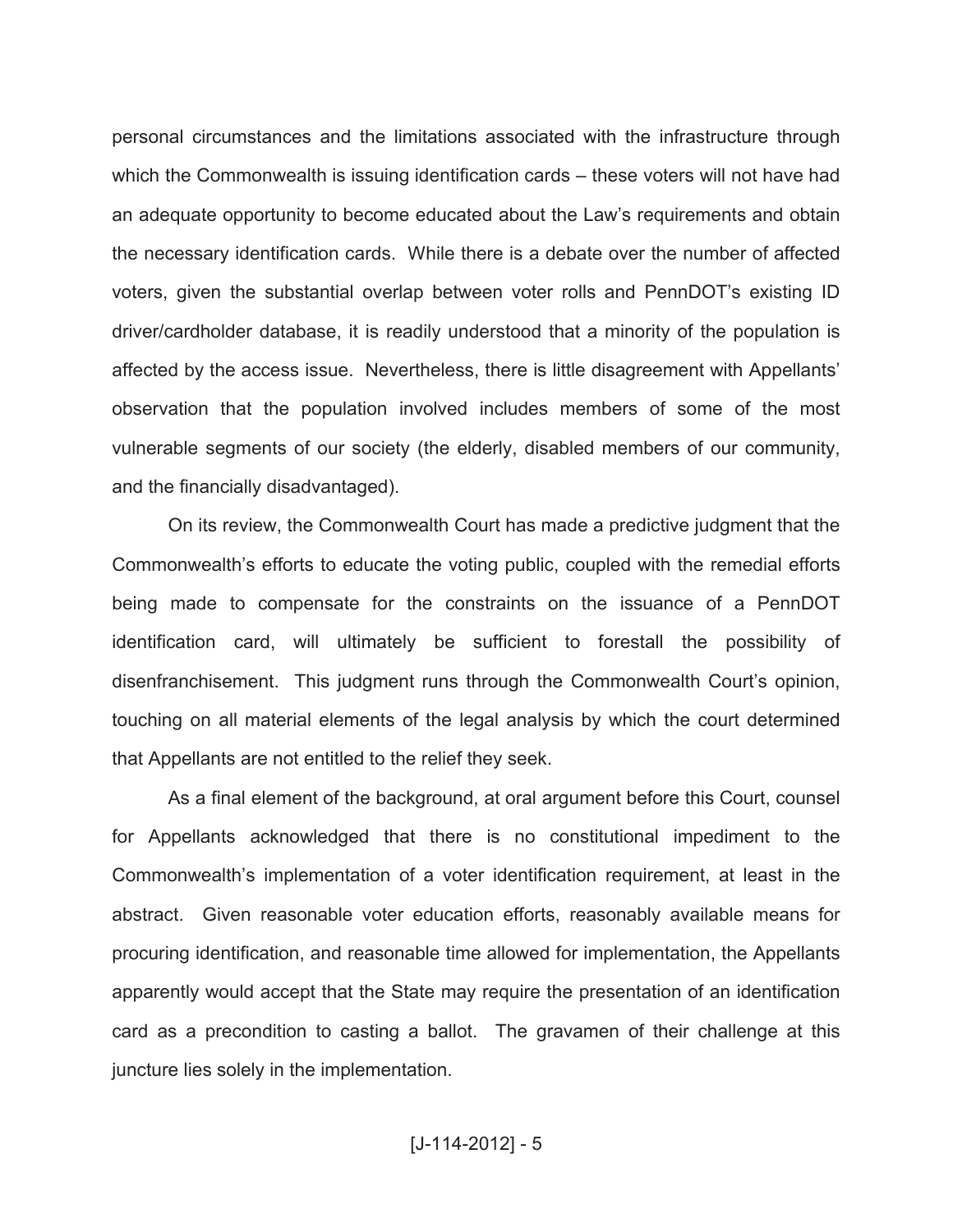personal circumstances and the limitations associated with the infrastructure through which the Commonwealth is issuing identification cards – these voters will not have had an adequate opportunity to become educated about the Law's requirements and obtain the necessary identification cards. While there is a debate over the number of affected voters, given the substantial overlap between voter rolls and PennDOT's existing ID driver/cardholder database, it is readily understood that a minority of the population is affected by the access issue. Nevertheless, there is little disagreement with Appellants' observation that the population involved includes members of some of the most vulnerable segments of our society (the elderly, disabled members of our community, and the financially disadvantaged).

On its review, the Commonwealth Court has made a predictive judgment that the Commonwealth's efforts to educate the voting public, coupled with the remedial efforts being made to compensate for the constraints on the issuance of a PennDOT identification card, will ultimately be sufficient to forestall the possibility of disenfranchisement. This judgment runs through the Commonwealth Court's opinion, touching on all material elements of the legal analysis by which the court determined that Appellants are not entitled to the relief they seek.

As a final element of the background, at oral argument before this Court, counsel for Appellants acknowledged that there is no constitutional impediment to the Commonwealth's implementation of a voter identification requirement, at least in the abstract. Given reasonable voter education efforts, reasonably available means for procuring identification, and reasonable time allowed for implementation, the Appellants apparently would accept that the State may require the presentation of an identification card as a precondition to casting a ballot. The gravamen of their challenge at this juncture lies solely in the implementation.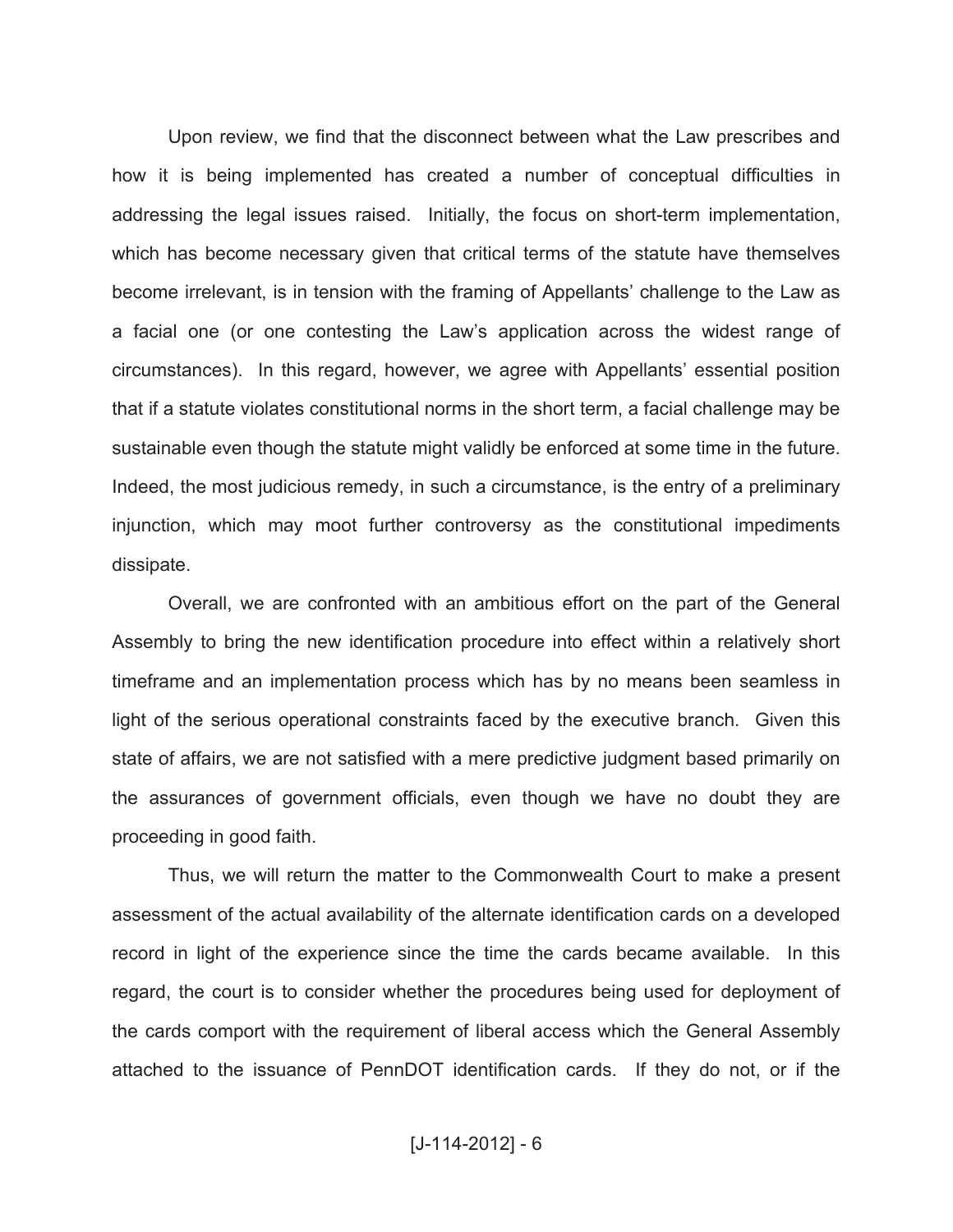Upon review, we find that the disconnect between what the Law prescribes and how it is being implemented has created a number of conceptual difficulties in addressing the legal issues raised. Initially, the focus on short-term implementation, which has become necessary given that critical terms of the statute have themselves become irrelevant, is in tension with the framing of Appellants' challenge to the Law as a facial one (or one contesting the Law's application across the widest range of circumstances). In this regard, however, we agree with Appellants' essential position that if a statute violates constitutional norms in the short term, a facial challenge may be sustainable even though the statute might validly be enforced at some time in the future. Indeed, the most judicious remedy, in such a circumstance, is the entry of a preliminary injunction, which may moot further controversy as the constitutional impediments dissipate.

Overall, we are confronted with an ambitious effort on the part of the General Assembly to bring the new identification procedure into effect within a relatively short timeframe and an implementation process which has by no means been seamless in light of the serious operational constraints faced by the executive branch. Given this state of affairs, we are not satisfied with a mere predictive judgment based primarily on the assurances of government officials, even though we have no doubt they are proceeding in good faith.

Thus, we will return the matter to the Commonwealth Court to make a present assessment of the actual availability of the alternate identification cards on a developed record in light of the experience since the time the cards became available. In this regard, the court is to consider whether the procedures being used for deployment of the cards comport with the requirement of liberal access which the General Assembly attached to the issuance of PennDOT identification cards. If they do not, or if the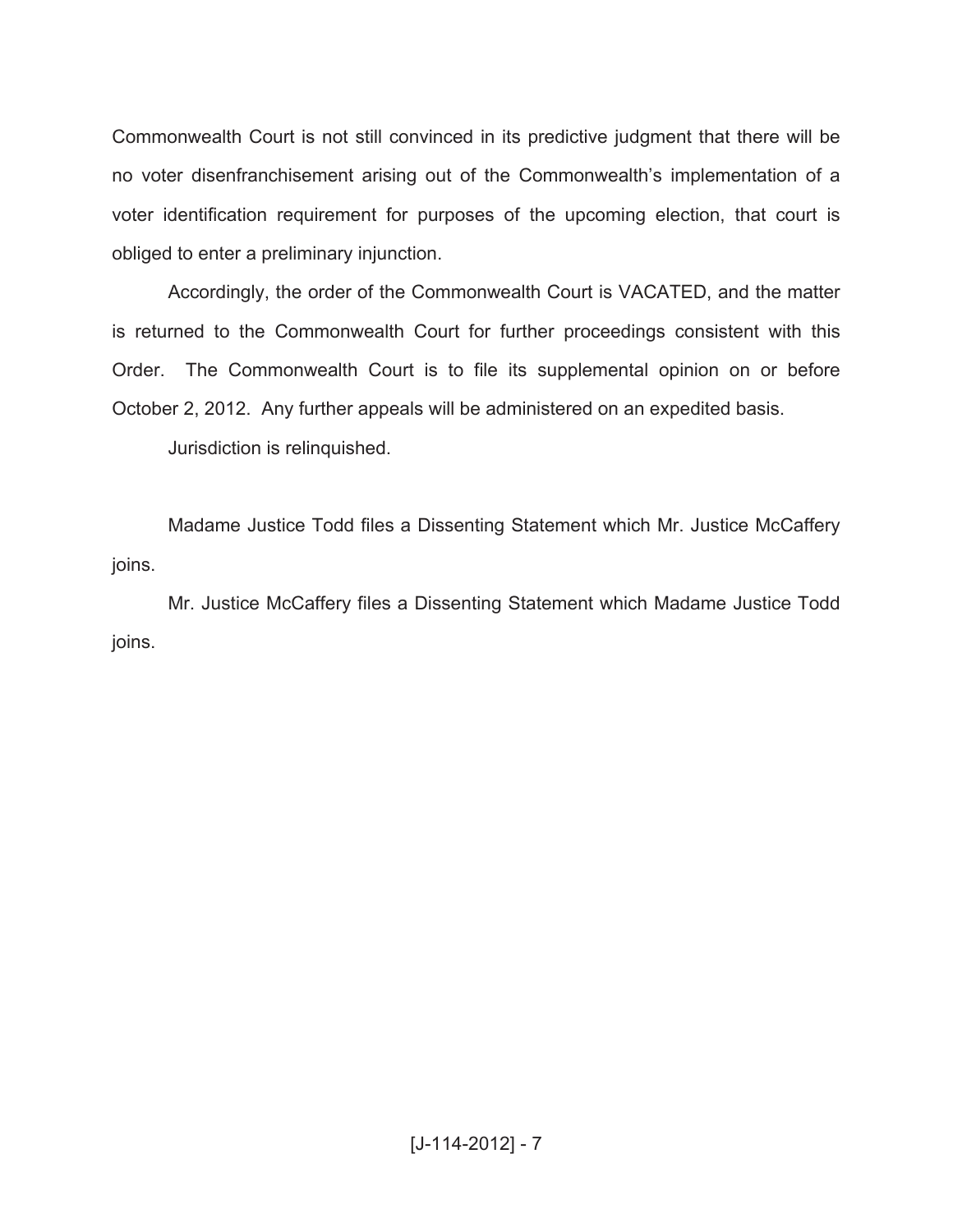Commonwealth Court is not still convinced in its predictive judgment that there will be no voter disenfranchisement arising out of the Commonwealth's implementation of a voter identification requirement for purposes of the upcoming election, that court is obliged to enter a preliminary injunction.

Accordingly, the order of the Commonwealth Court is VACATED, and the matter is returned to the Commonwealth Court for further proceedings consistent with this Order. The Commonwealth Court is to file its supplemental opinion on or before October 2, 2012. Any further appeals will be administered on an expedited basis.

Jurisdiction is relinquished.

Madame Justice Todd files a Dissenting Statement which Mr. Justice McCaffery joins.

Mr. Justice McCaffery files a Dissenting Statement which Madame Justice Todd joins.